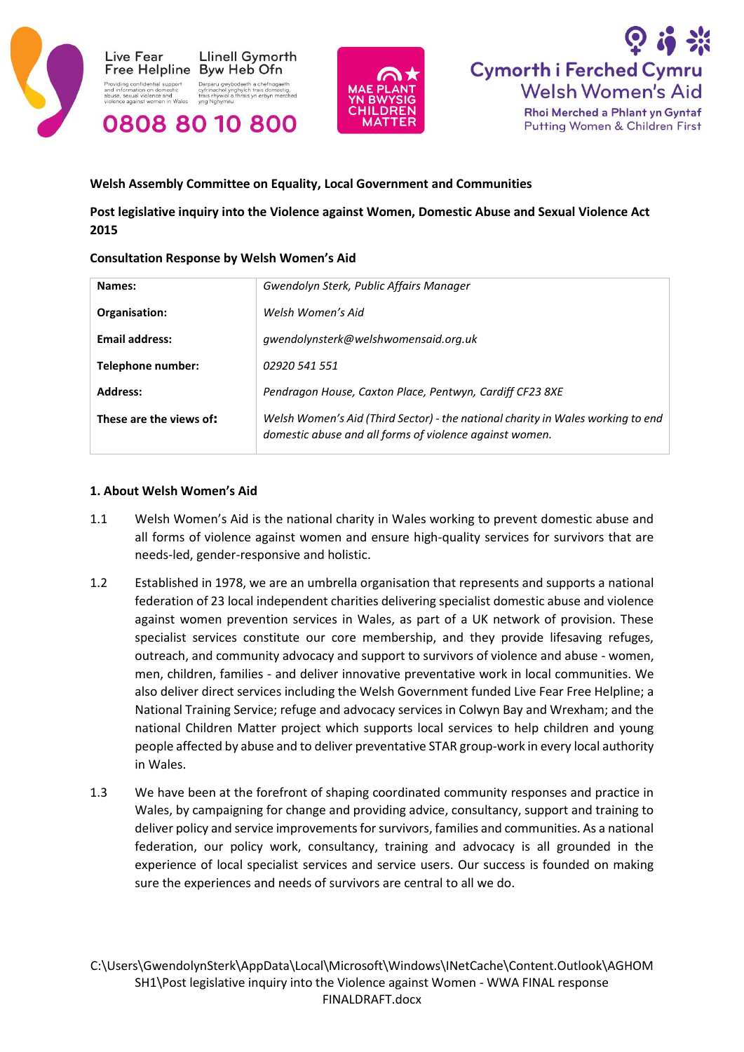Live Fear Free Helpline
Llinell Gymorth Byw Heb Ofn

Providing confidential support and information on domestic abuse, sexual violence and violence against women in Wales

Darparu gwybodaeth a chefnogaeth cyfrinachol ynghylch trais domestig, trais rhywiol a thrais yn erbyn merched yng Nghymru

0808 80 10 800

MAE PLANT YN BWYSIG CHILDREN MATTER

Cymorth i Ferched Cymru
Welsh Women's Aid
Rhoi Merched a Phlant yn Gyntaf
Putting Women & Children First

**Welsh Assembly Committee on Equality, Local Government and Communities**

**Post legislative inquiry into the Violence against Women, Domestic Abuse and Sexual Violence Act 2015**

**Consultation Response by Welsh Women's Aid**

| | |
|---|---|
| **Names:** | *Gwendolyn Sterk, Public Affairs Manager* |
| **Organisation:** | *Welsh Women's Aid* |
| **Email address:** | *gwendolynsterk@welshwomensaid.org.uk* |
| **Telephone number:** | *02920 541 551* |
| **Address:** | *Pendragon House, Caxton Place, Pentwyn, Cardiff CF23 8XE* |
| **These are the views of:** | *Welsh Women's Aid (Third Sector) - the national charity in Wales working to end domestic abuse and all forms of violence against women.* |

## 1. About Welsh Women's Aid

1.1 Welsh Women's Aid is the national charity in Wales working to prevent domestic abuse and all forms of violence against women and ensure high-quality services for survivors that are needs-led, gender-responsive and holistic.

1.2 Established in 1978, we are an umbrella organisation that represents and supports a national federation of 23 local independent charities delivering specialist domestic abuse and violence against women prevention services in Wales, as part of a UK network of provision. These specialist services constitute our core membership, and they provide lifesaving refuges, outreach, and community advocacy and support to survivors of violence and abuse - women, men, children, families - and deliver innovative preventative work in local communities. We also deliver direct services including the Welsh Government funded Live Fear Free Helpline; a National Training Service; refuge and advocacy services in Colwyn Bay and Wrexham; and the national Children Matter project which supports local services to help children and young people affected by abuse and to deliver preventative STAR group-work in every local authority in Wales.

1.3 We have been at the forefront of shaping coordinated community responses and practice in Wales, by campaigning for change and providing advice, consultancy, support and training to deliver policy and service improvements for survivors, families and communities. As a national federation, our policy work, consultancy, training and advocacy is all grounded in the experience of local specialist services and service users. Our success is founded on making sure the experiences and needs of survivors are central to all we do.

C:\Users\GwendolynSterk\AppData\Local\Microsoft\Windows\INetCache\Content.Outlook\AGHOMSH1\Post legislative inquiry into the Violence against Women - WWA FINAL response FINALDRAFT.docx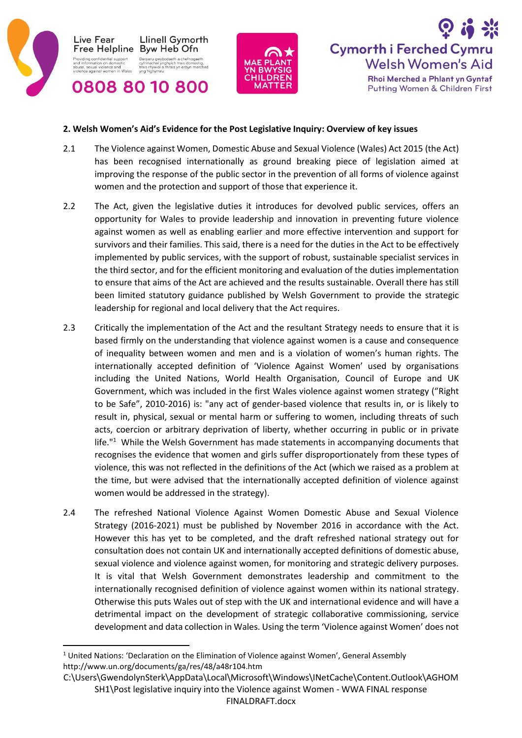**2. Welsh Women's Aid's Evidence for the Post Legislative Inquiry: Overview of key issues**

2.1 The Violence against Women, Domestic Abuse and Sexual Violence (Wales) Act 2015 (the Act) has been recognised internationally as ground breaking piece of legislation aimed at improving the response of the public sector in the prevention of all forms of violence against women and the protection and support of those that experience it.

2.2 The Act, given the legislative duties it introduces for devolved public services, offers an opportunity for Wales to provide leadership and innovation in preventing future violence against women as well as enabling earlier and more effective intervention and support for survivors and their families. This said, there is a need for the duties in the Act to be effectively implemented by public services, with the support of robust, sustainable specialist services in the third sector, and for the efficient monitoring and evaluation of the duties implementation to ensure that aims of the Act are achieved and the results sustainable. Overall there has still been limited statutory guidance published by Welsh Government to provide the strategic leadership for regional and local delivery that the Act requires.

2.3 Critically the implementation of the Act and the resultant Strategy needs to ensure that it is based firmly on the understanding that violence against women is a cause and consequence of inequality between women and men and is a violation of women's human rights. The internationally accepted definition of 'Violence Against Women' used by organisations including the United Nations, World Health Organisation, Council of Europe and UK Government, which was included in the first Wales violence against women strategy ("Right to be Safe", 2010-2016) is: "any act of gender-based violence that results in, or is likely to result in, physical, sexual or mental harm or suffering to women, including threats of such acts, coercion or arbitrary deprivation of liberty, whether occurring in public or in private life."[1] While the Welsh Government has made statements in accompanying documents that recognises the evidence that women and girls suffer disproportionately from these types of violence, this was not reflected in the definitions of the Act (which we raised as a problem at the time, but were advised that the internationally accepted definition of violence against women would be addressed in the strategy).

2.4 The refreshed National Violence Against Women Domestic Abuse and Sexual Violence Strategy (2016-2021) must be published by November 2016 in accordance with the Act. However this has yet to be completed, and the draft refreshed national strategy out for consultation does not contain UK and internationally accepted definitions of domestic abuse, sexual violence and violence against women, for monitoring and strategic delivery purposes. It is vital that Welsh Government demonstrates leadership and commitment to the internationally recognised definition of violence against women within its national strategy. Otherwise this puts Wales out of step with the UK and international evidence and will have a detrimental impact on the development of strategic collaborative commissioning, service development and data collection in Wales. Using the term 'Violence against Women' does not

---

[1] United Nations: 'Declaration on the Elimination of Violence against Women', General Assembly http://www.un.org/documents/ga/res/48/a48r104.htm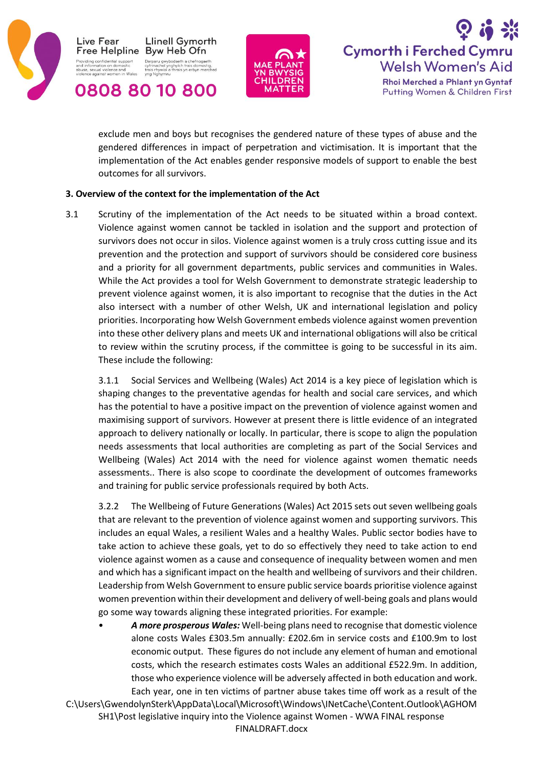exclude men and boys but recognises the gendered nature of these types of abuse and the gendered differences in impact of perpetration and victimisation. It is important that the implementation of the Act enables gender responsive models of support to enable the best outcomes for all survivors.

**3. Overview of the context for the implementation of the Act**

3.1 Scrutiny of the implementation of the Act needs to be situated within a broad context. Violence against women cannot be tackled in isolation and the support and protection of survivors does not occur in silos. Violence against women is a truly cross cutting issue and its prevention and the protection and support of survivors should be considered core business and a priority for all government departments, public services and communities in Wales. While the Act provides a tool for Welsh Government to demonstrate strategic leadership to prevent violence against women, it is also important to recognise that the duties in the Act also intersect with a number of other Welsh, UK and international legislation and policy priorities. Incorporating how Welsh Government embeds violence against women prevention into these other delivery plans and meets UK and international obligations will also be critical to review within the scrutiny process, if the committee is going to be successful in its aim. These include the following:

3.1.1 Social Services and Wellbeing (Wales) Act 2014 is a key piece of legislation which is shaping changes to the preventative agendas for health and social care services, and which has the potential to have a positive impact on the prevention of violence against women and maximising support of survivors. However at present there is little evidence of an integrated approach to delivery nationally or locally. In particular, there is scope to align the population needs assessments that local authorities are completing as part of the Social Services and Wellbeing (Wales) Act 2014 with the need for violence against women thematic needs assessments.. There is also scope to coordinate the development of outcomes frameworks and training for public service professionals required by both Acts.

3.2.2 The Wellbeing of Future Generations (Wales) Act 2015 sets out seven wellbeing goals that are relevant to the prevention of violence against women and supporting survivors. This includes an equal Wales, a resilient Wales and a healthy Wales. Public sector bodies have to take action to achieve these goals, yet to do so effectively they need to take action to end violence against women as a cause and consequence of inequality between women and men and which has a significant impact on the health and wellbeing of survivors and their children. Leadership from Welsh Government to ensure public service boards prioritise violence against women prevention within their development and delivery of well-being goals and plans would go some way towards aligning these integrated priorities. For example:

- ***A more prosperous Wales:*** Well-being plans need to recognise that domestic violence alone costs Wales £303.5m annually: £202.6m in service costs and £100.9m to lost economic output. These figures do not include any element of human and emotional costs, which the research estimates costs Wales an additional £522.9m. In addition, those who experience violence will be adversely affected in both education and work. Each year, one in ten victims of partner abuse takes time off work as a result of the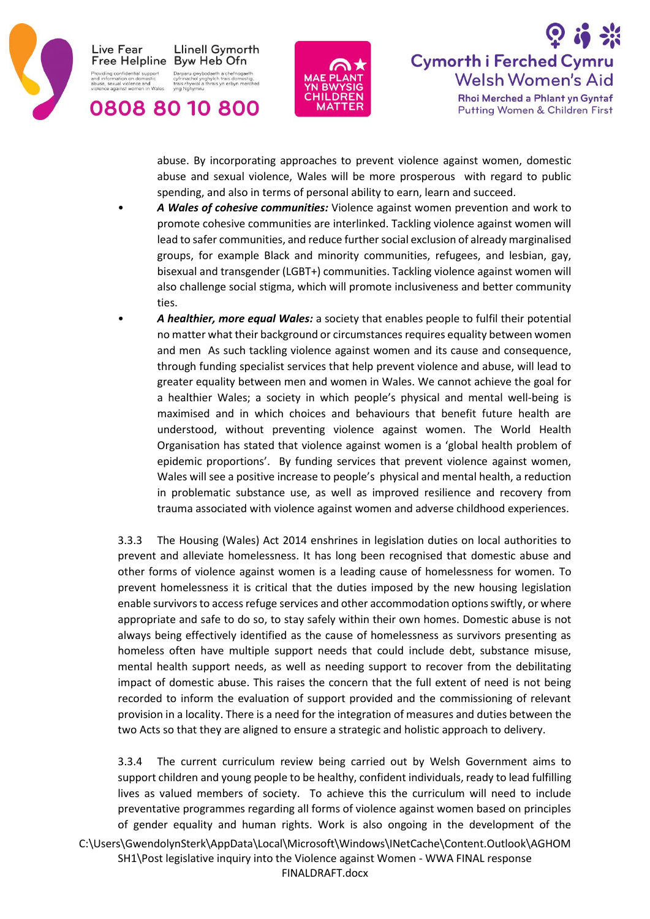abuse. By incorporating approaches to prevent violence against women, domestic abuse and sexual violence, Wales will be more prosperous with regard to public spending, and also in terms of personal ability to earn, learn and succeed.

- ***A Wales of cohesive communities:*** Violence against women prevention and work to promote cohesive communities are interlinked. Tackling violence against women will lead to safer communities, and reduce further social exclusion of already marginalised groups, for example Black and minority communities, refugees, and lesbian, gay, bisexual and transgender (LGBT+) communities. Tackling violence against women will also challenge social stigma, which will promote inclusiveness and better community ties.
- ***A healthier, more equal Wales:*** a society that enables people to fulfil their potential no matter what their background or circumstances requires equality between women and men As such tackling violence against women and its cause and consequence, through funding specialist services that help prevent violence and abuse, will lead to greater equality between men and women in Wales. We cannot achieve the goal for a healthier Wales; a society in which people's physical and mental well-being is maximised and in which choices and behaviours that benefit future health are understood, without preventing violence against women. The World Health Organisation has stated that violence against women is a 'global health problem of epidemic proportions'. By funding services that prevent violence against women, Wales will see a positive increase to people's physical and mental health, a reduction in problematic substance use, as well as improved resilience and recovery from trauma associated with violence against women and adverse childhood experiences.

3.3.3 The Housing (Wales) Act 2014 enshrines in legislation duties on local authorities to prevent and alleviate homelessness. It has long been recognised that domestic abuse and other forms of violence against women is a leading cause of homelessness for women. To prevent homelessness it is critical that the duties imposed by the new housing legislation enable survivors to access refuge services and other accommodation options swiftly, or where appropriate and safe to do so, to stay safely within their own homes. Domestic abuse is not always being effectively identified as the cause of homelessness as survivors presenting as homeless often have multiple support needs that could include debt, substance misuse, mental health support needs, as well as needing support to recover from the debilitating impact of domestic abuse. This raises the concern that the full extent of need is not being recorded to inform the evaluation of support provided and the commissioning of relevant provision in a locality. There is a need for the integration of measures and duties between the two Acts so that they are aligned to ensure a strategic and holistic approach to delivery.

3.3.4 The current curriculum review being carried out by Welsh Government aims to support children and young people to be healthy, confident individuals, ready to lead fulfilling lives as valued members of society. To achieve this the curriculum will need to include preventative programmes regarding all forms of violence against women based on principles of gender equality and human rights. Work is also ongoing in the development of the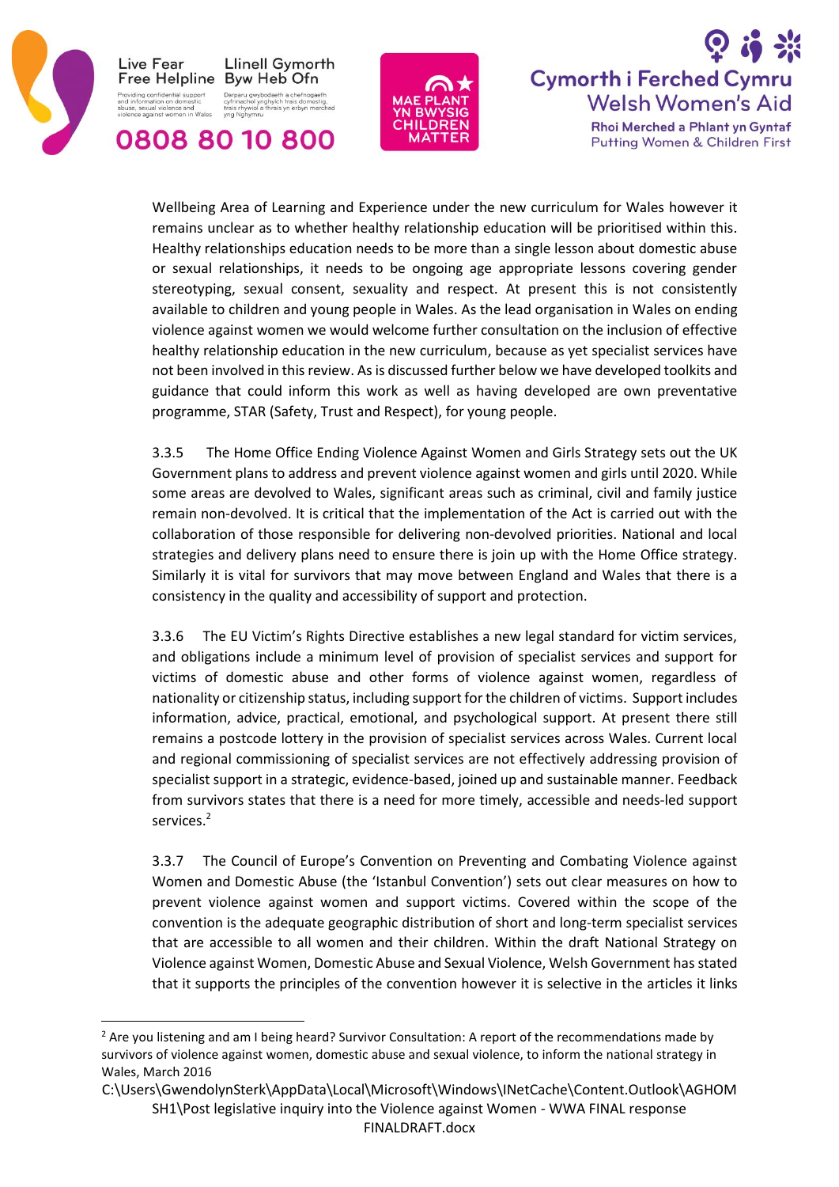Wellbeing Area of Learning and Experience under the new curriculum for Wales however it remains unclear as to whether healthy relationship education will be prioritised within this. Healthy relationships education needs to be more than a single lesson about domestic abuse or sexual relationships, it needs to be ongoing age appropriate lessons covering gender stereotyping, sexual consent, sexuality and respect. At present this is not consistently available to children and young people in Wales. As the lead organisation in Wales on ending violence against women we would welcome further consultation on the inclusion of effective healthy relationship education in the new curriculum, because as yet specialist services have not been involved in this review. As is discussed further below we have developed toolkits and guidance that could inform this work as well as having developed are own preventative programme, STAR (Safety, Trust and Respect), for young people.

3.3.5 The Home Office Ending Violence Against Women and Girls Strategy sets out the UK Government plans to address and prevent violence against women and girls until 2020. While some areas are devolved to Wales, significant areas such as criminal, civil and family justice remain non-devolved. It is critical that the implementation of the Act is carried out with the collaboration of those responsible for delivering non-devolved priorities. National and local strategies and delivery plans need to ensure there is join up with the Home Office strategy. Similarly it is vital for survivors that may move between England and Wales that there is a consistency in the quality and accessibility of support and protection.

3.3.6 The EU Victim's Rights Directive establishes a new legal standard for victim services, and obligations include a minimum level of provision of specialist services and support for victims of domestic abuse and other forms of violence against women, regardless of nationality or citizenship status, including support for the children of victims. Support includes information, advice, practical, emotional, and psychological support. At present there still remains a postcode lottery in the provision of specialist services across Wales. Current local and regional commissioning of specialist services are not effectively addressing provision of specialist support in a strategic, evidence-based, joined up and sustainable manner. Feedback from survivors states that there is a need for more timely, accessible and needs-led support services.[2]

3.3.7 The Council of Europe's Convention on Preventing and Combating Violence against Women and Domestic Abuse (the 'Istanbul Convention') sets out clear measures on how to prevent violence against women and support victims. Covered within the scope of the convention is the adequate geographic distribution of short and long-term specialist services that are accessible to all women and their children. Within the draft National Strategy on Violence against Women, Domestic Abuse and Sexual Violence, Welsh Government has stated that it supports the principles of the convention however it is selective in the articles it links

[2] Are you listening and am I being heard? Survivor Consultation: A report of the recommendations made by survivors of violence against women, domestic abuse and sexual violence, to inform the national strategy in Wales, March 2016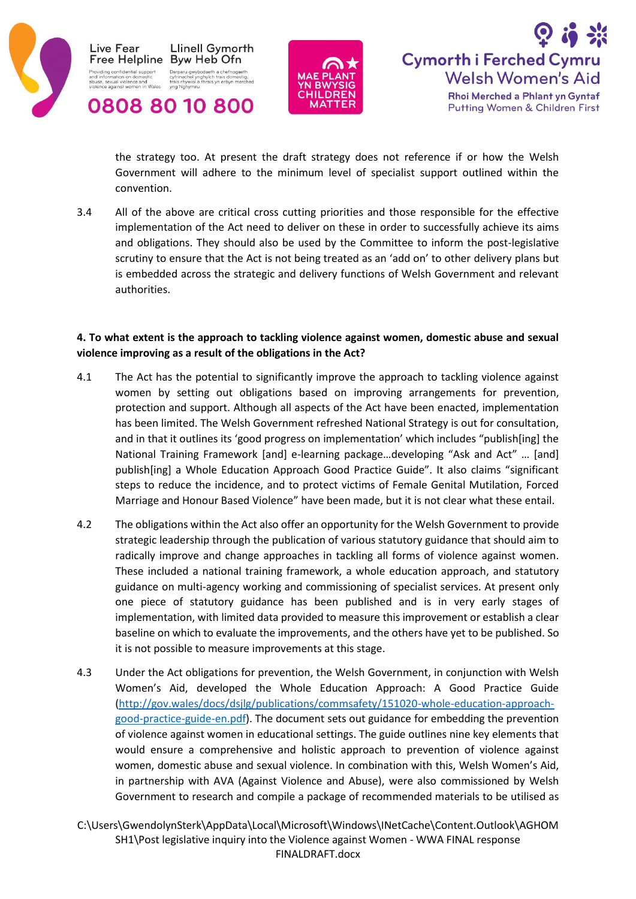the strategy too. At present the draft strategy does not reference if or how the Welsh Government will adhere to the minimum level of specialist support outlined within the convention.

3.4 All of the above are critical cross cutting priorities and those responsible for the effective implementation of the Act need to deliver on these in order to successfully achieve its aims and obligations. They should also be used by the Committee to inform the post-legislative scrutiny to ensure that the Act is not being treated as an 'add on' to other delivery plans but is embedded across the strategic and delivery functions of Welsh Government and relevant authorities.

**4. To what extent is the approach to tackling violence against women, domestic abuse and sexual violence improving as a result of the obligations in the Act?**

4.1 The Act has the potential to significantly improve the approach to tackling violence against women by setting out obligations based on improving arrangements for prevention, protection and support. Although all aspects of the Act have been enacted, implementation has been limited. The Welsh Government refreshed National Strategy is out for consultation, and in that it outlines its 'good progress on implementation' which includes "publish[ing] the National Training Framework [and] e-learning package…developing "Ask and Act" … [and] publish[ing] a Whole Education Approach Good Practice Guide". It also claims "significant steps to reduce the incidence, and to protect victims of Female Genital Mutilation, Forced Marriage and Honour Based Violence" have been made, but it is not clear what these entail.

4.2 The obligations within the Act also offer an opportunity for the Welsh Government to provide strategic leadership through the publication of various statutory guidance that should aim to radically improve and change approaches in tackling all forms of violence against women. These included a national training framework, a whole education approach, and statutory guidance on multi-agency working and commissioning of specialist services. At present only one piece of statutory guidance has been published and is in very early stages of implementation, with limited data provided to measure this improvement or establish a clear baseline on which to evaluate the improvements, and the others have yet to be published. So it is not possible to measure improvements at this stage.

4.3 Under the Act obligations for prevention, the Welsh Government, in conjunction with Welsh Women's Aid, developed the Whole Education Approach: A Good Practice Guide (http://gov.wales/docs/dsjlg/publications/commsafety/151020-whole-education-approach-good-practice-guide-en.pdf). The document sets out guidance for embedding the prevention of violence against women in educational settings. The guide outlines nine key elements that would ensure a comprehensive and holistic approach to prevention of violence against women, domestic abuse and sexual violence. In combination with this, Welsh Women's Aid, in partnership with AVA (Against Violence and Abuse), were also commissioned by Welsh Government to research and compile a package of recommended materials to be utilised as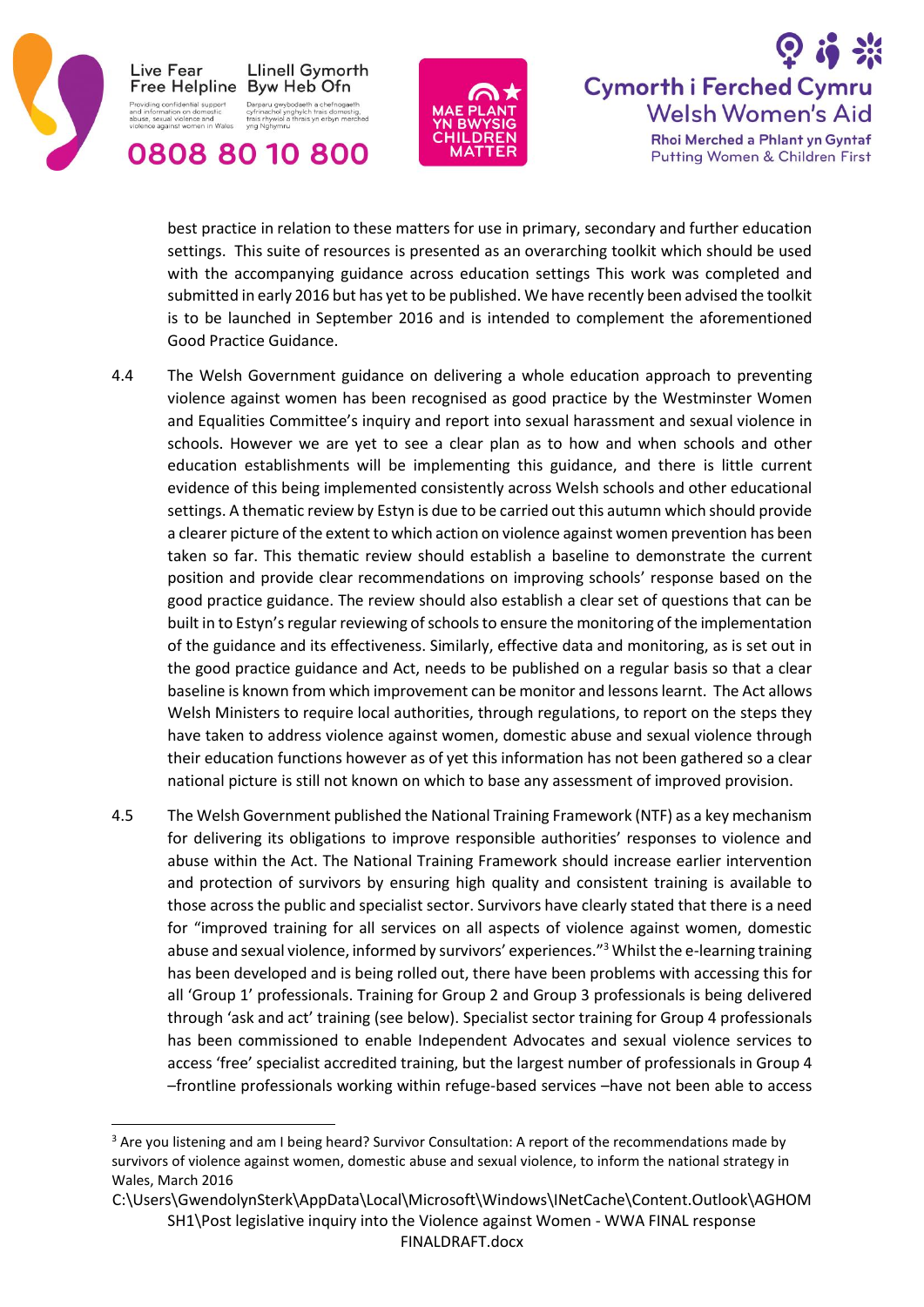best practice in relation to these matters for use in primary, secondary and further education settings. This suite of resources is presented as an overarching toolkit which should be used with the accompanying guidance across education settings This work was completed and submitted in early 2016 but has yet to be published. We have recently been advised the toolkit is to be launched in September 2016 and is intended to complement the aforementioned Good Practice Guidance.

4.4 The Welsh Government guidance on delivering a whole education approach to preventing violence against women has been recognised as good practice by the Westminster Women and Equalities Committee's inquiry and report into sexual harassment and sexual violence in schools. However we are yet to see a clear plan as to how and when schools and other education establishments will be implementing this guidance, and there is little current evidence of this being implemented consistently across Welsh schools and other educational settings. A thematic review by Estyn is due to be carried out this autumn which should provide a clearer picture of the extent to which action on violence against women prevention has been taken so far. This thematic review should establish a baseline to demonstrate the current position and provide clear recommendations on improving schools' response based on the good practice guidance. The review should also establish a clear set of questions that can be built in to Estyn's regular reviewing of schools to ensure the monitoring of the implementation of the guidance and its effectiveness. Similarly, effective data and monitoring, as is set out in the good practice guidance and Act, needs to be published on a regular basis so that a clear baseline is known from which improvement can be monitor and lessons learnt. The Act allows Welsh Ministers to require local authorities, through regulations, to report on the steps they have taken to address violence against women, domestic abuse and sexual violence through their education functions however as of yet this information has not been gathered so a clear national picture is still not known on which to base any assessment of improved provision.

4.5 The Welsh Government published the National Training Framework (NTF) as a key mechanism for delivering its obligations to improve responsible authorities' responses to violence and abuse within the Act. The National Training Framework should increase earlier intervention and protection of survivors by ensuring high quality and consistent training is available to those across the public and specialist sector. Survivors have clearly stated that there is a need for "improved training for all services on all aspects of violence against women, domestic abuse and sexual violence, informed by survivors' experiences."[3] Whilst the e-learning training has been developed and is being rolled out, there have been problems with accessing this for all 'Group 1' professionals. Training for Group 2 and Group 3 professionals is being delivered through 'ask and act' training (see below). Specialist sector training for Group 4 professionals has been commissioned to enable Independent Advocates and sexual violence services to access 'free' specialist accredited training, but the largest number of professionals in Group 4 –frontline professionals working within refuge-based services –have not been able to access

[3] Are you listening and am I being heard? Survivor Consultation: A report of the recommendations made by survivors of violence against women, domestic abuse and sexual violence, to inform the national strategy in Wales, March 2016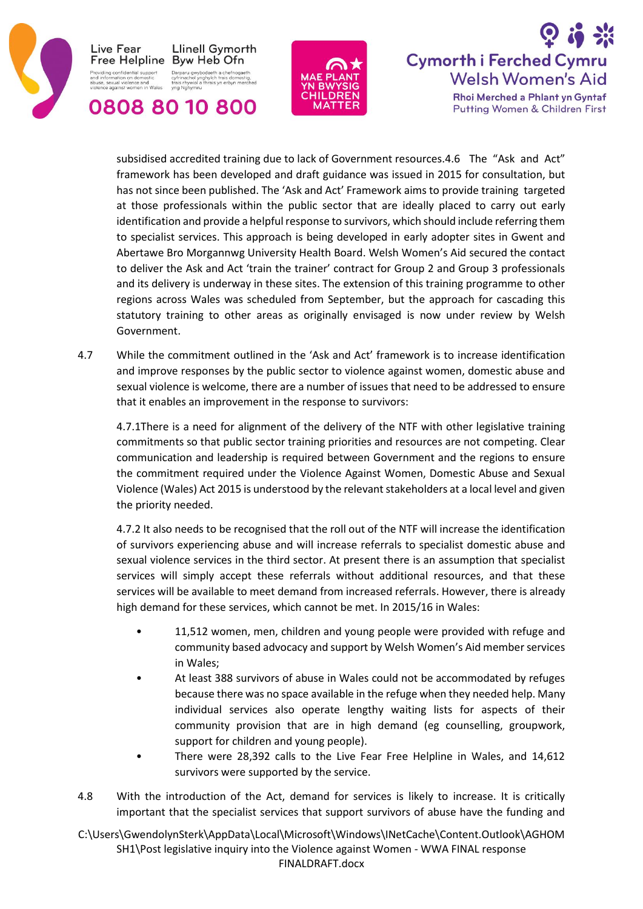subsidised accredited training due to lack of Government resources.4.6 The "Ask and Act" framework has been developed and draft guidance was issued in 2015 for consultation, but has not since been published. The 'Ask and Act' Framework aims to provide training targeted at those professionals within the public sector that are ideally placed to carry out early identification and provide a helpful response to survivors, which should include referring them to specialist services. This approach is being developed in early adopter sites in Gwent and Abertawe Bro Morgannwg University Health Board. Welsh Women's Aid secured the contact to deliver the Ask and Act 'train the trainer' contract for Group 2 and Group 3 professionals and its delivery is underway in these sites. The extension of this training programme to other regions across Wales was scheduled from September, but the approach for cascading this statutory training to other areas as originally envisaged is now under review by Welsh Government.

4.7 While the commitment outlined in the 'Ask and Act' framework is to increase identification and improve responses by the public sector to violence against women, domestic abuse and sexual violence is welcome, there are a number of issues that need to be addressed to ensure that it enables an improvement in the response to survivors:

4.7.1There is a need for alignment of the delivery of the NTF with other legislative training commitments so that public sector training priorities and resources are not competing. Clear communication and leadership is required between Government and the regions to ensure the commitment required under the Violence Against Women, Domestic Abuse and Sexual Violence (Wales) Act 2015 is understood by the relevant stakeholders at a local level and given the priority needed.

4.7.2 It also needs to be recognised that the roll out of the NTF will increase the identification of survivors experiencing abuse and will increase referrals to specialist domestic abuse and sexual violence services in the third sector. At present there is an assumption that specialist services will simply accept these referrals without additional resources, and that these services will be available to meet demand from increased referrals. However, there is already high demand for these services, which cannot be met. In 2015/16 in Wales:

- 11,512 women, men, children and young people were provided with refuge and community based advocacy and support by Welsh Women's Aid member services in Wales;
- At least 388 survivors of abuse in Wales could not be accommodated by refuges because there was no space available in the refuge when they needed help. Many individual services also operate lengthy waiting lists for aspects of their community provision that are in high demand (eg counselling, groupwork, support for children and young people).
- There were 28,392 calls to the Live Fear Free Helpline in Wales, and 14,612 survivors were supported by the service.

4.8 With the introduction of the Act, demand for services is likely to increase. It is critically important that the specialist services that support survivors of abuse have the funding and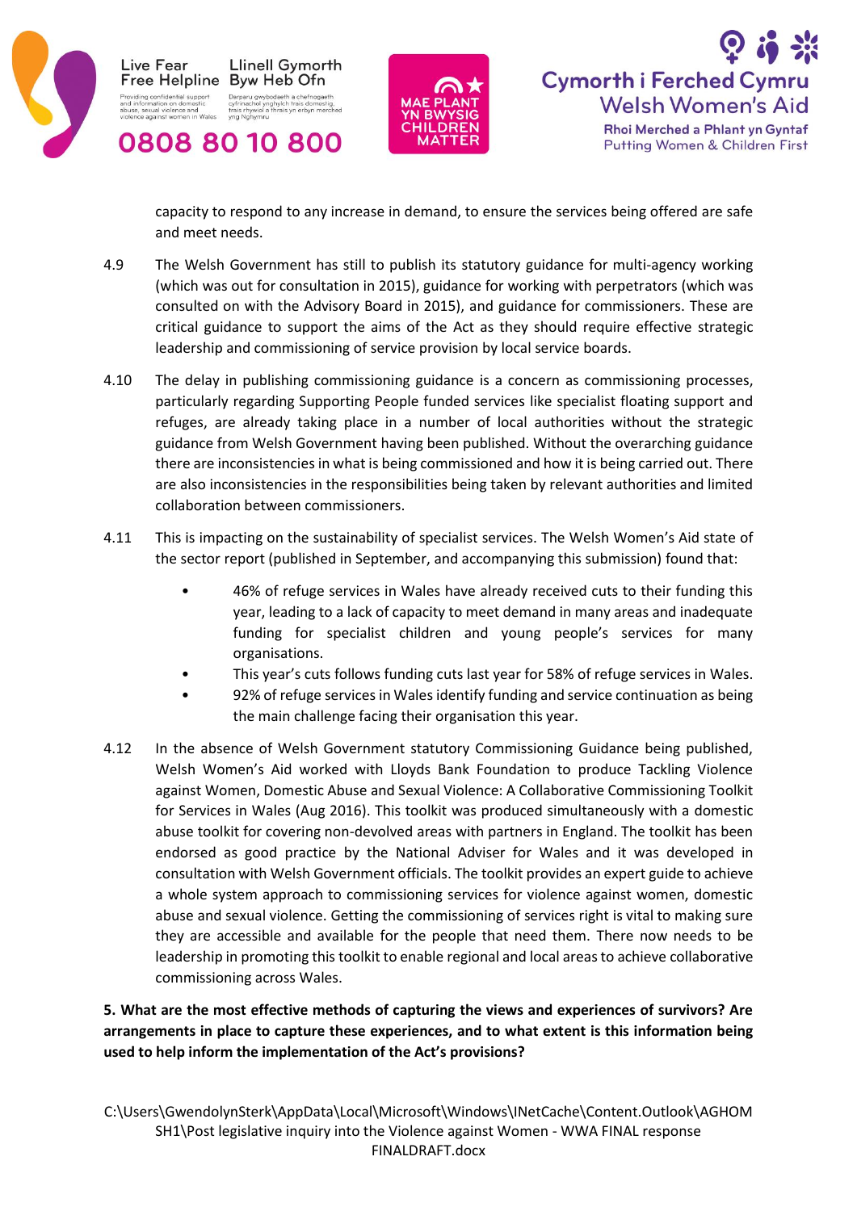capacity to respond to any increase in demand, to ensure the services being offered are safe and meet needs.

4.9 The Welsh Government has still to publish its statutory guidance for multi-agency working (which was out for consultation in 2015), guidance for working with perpetrators (which was consulted on with the Advisory Board in 2015), and guidance for commissioners. These are critical guidance to support the aims of the Act as they should require effective strategic leadership and commissioning of service provision by local service boards.

4.10 The delay in publishing commissioning guidance is a concern as commissioning processes, particularly regarding Supporting People funded services like specialist floating support and refuges, are already taking place in a number of local authorities without the strategic guidance from Welsh Government having been published. Without the overarching guidance there are inconsistencies in what is being commissioned and how it is being carried out. There are also inconsistencies in the responsibilities being taken by relevant authorities and limited collaboration between commissioners.

4.11 This is impacting on the sustainability of specialist services. The Welsh Women's Aid state of the sector report (published in September, and accompanying this submission) found that:

- 46% of refuge services in Wales have already received cuts to their funding this year, leading to a lack of capacity to meet demand in many areas and inadequate funding for specialist children and young people's services for many organisations.
- This year's cuts follows funding cuts last year for 58% of refuge services in Wales.
- 92% of refuge services in Wales identify funding and service continuation as being the main challenge facing their organisation this year.

4.12 In the absence of Welsh Government statutory Commissioning Guidance being published, Welsh Women's Aid worked with Lloyds Bank Foundation to produce Tackling Violence against Women, Domestic Abuse and Sexual Violence: A Collaborative Commissioning Toolkit for Services in Wales (Aug 2016). This toolkit was produced simultaneously with a domestic abuse toolkit for covering non-devolved areas with partners in England. The toolkit has been endorsed as good practice by the National Adviser for Wales and it was developed in consultation with Welsh Government officials. The toolkit provides an expert guide to achieve a whole system approach to commissioning services for violence against women, domestic abuse and sexual violence. Getting the commissioning of services right is vital to making sure they are accessible and available for the people that need them. There now needs to be leadership in promoting this toolkit to enable regional and local areas to achieve collaborative commissioning across Wales.

**5. What are the most effective methods of capturing the views and experiences of survivors? Are arrangements in place to capture these experiences, and to what extent is this information being used to help inform the implementation of the Act's provisions?**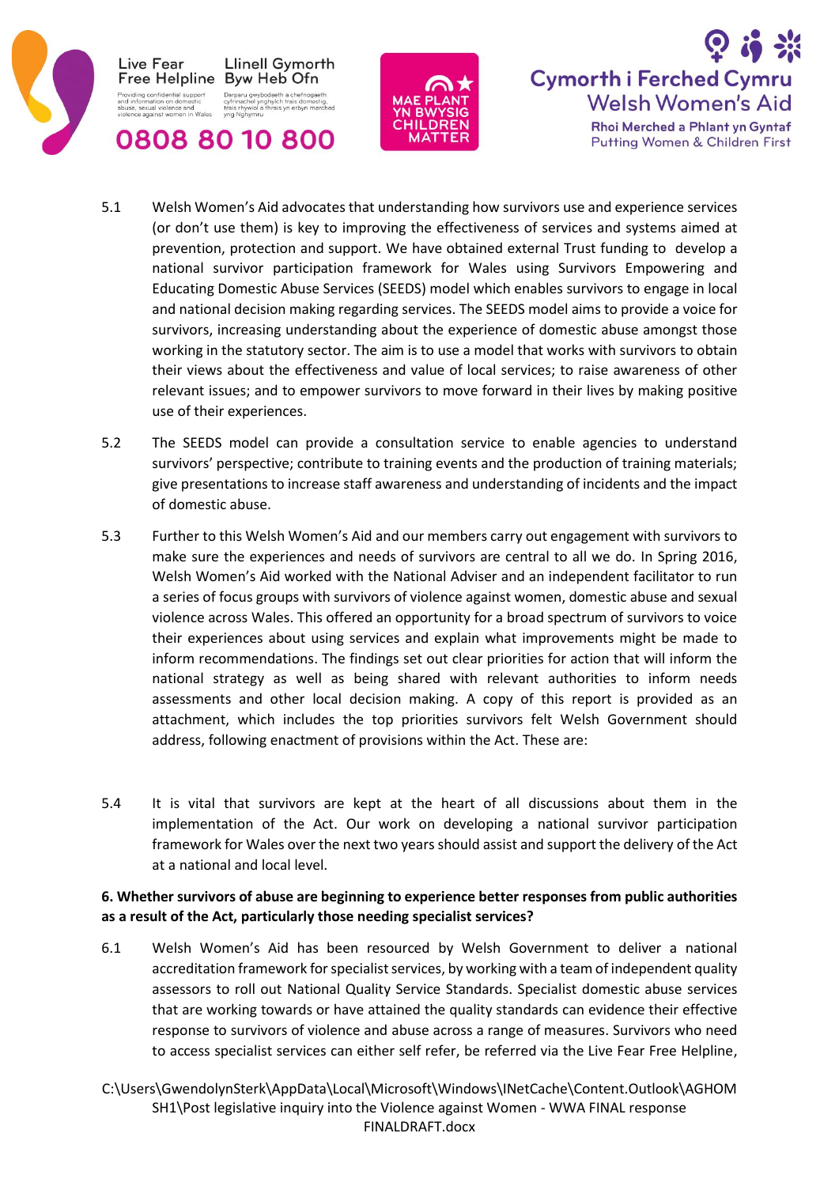5.1 Welsh Women's Aid advocates that understanding how survivors use and experience services (or don't use them) is key to improving the effectiveness of services and systems aimed at prevention, protection and support. We have obtained external Trust funding to develop a national survivor participation framework for Wales using Survivors Empowering and Educating Domestic Abuse Services (SEEDS) model which enables survivors to engage in local and national decision making regarding services. The SEEDS model aims to provide a voice for survivors, increasing understanding about the experience of domestic abuse amongst those working in the statutory sector. The aim is to use a model that works with survivors to obtain their views about the effectiveness and value of local services; to raise awareness of other relevant issues; and to empower survivors to move forward in their lives by making positive use of their experiences.

5.2 The SEEDS model can provide a consultation service to enable agencies to understand survivors' perspective; contribute to training events and the production of training materials; give presentations to increase staff awareness and understanding of incidents and the impact of domestic abuse.

5.3 Further to this Welsh Women's Aid and our members carry out engagement with survivors to make sure the experiences and needs of survivors are central to all we do. In Spring 2016, Welsh Women's Aid worked with the National Adviser and an independent facilitator to run a series of focus groups with survivors of violence against women, domestic abuse and sexual violence across Wales. This offered an opportunity for a broad spectrum of survivors to voice their experiences about using services and explain what improvements might be made to inform recommendations. The findings set out clear priorities for action that will inform the national strategy as well as being shared with relevant authorities to inform needs assessments and other local decision making. A copy of this report is provided as an attachment, which includes the top priorities survivors felt Welsh Government should address, following enactment of provisions within the Act. These are:

5.4 It is vital that survivors are kept at the heart of all discussions about them in the implementation of the Act. Our work on developing a national survivor participation framework for Wales over the next two years should assist and support the delivery of the Act at a national and local level.

**6. Whether survivors of abuse are beginning to experience better responses from public authorities as a result of the Act, particularly those needing specialist services?**

6.1 Welsh Women's Aid has been resourced by Welsh Government to deliver a national accreditation framework for specialist services, by working with a team of independent quality assessors to roll out National Quality Service Standards. Specialist domestic abuse services that are working towards or have attained the quality standards can evidence their effective response to survivors of violence and abuse across a range of measures. Survivors who need to access specialist services can either self refer, be referred via the Live Fear Free Helpline,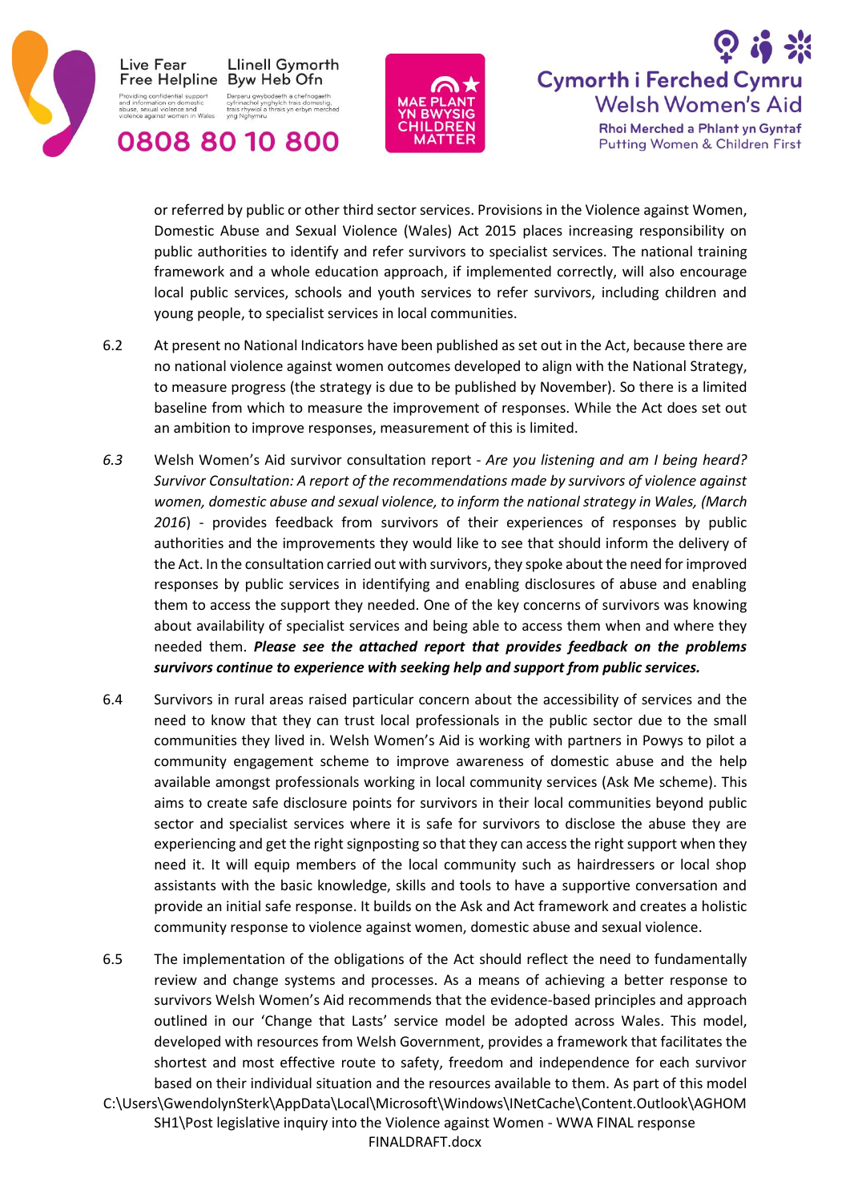or referred by public or other third sector services. Provisions in the Violence against Women, Domestic Abuse and Sexual Violence (Wales) Act 2015 places increasing responsibility on public authorities to identify and refer survivors to specialist services. The national training framework and a whole education approach, if implemented correctly, will also encourage local public services, schools and youth services to refer survivors, including children and young people, to specialist services in local communities.

6.2 At present no National Indicators have been published as set out in the Act, because there are no national violence against women outcomes developed to align with the National Strategy, to measure progress (the strategy is due to be published by November). So there is a limited baseline from which to measure the improvement of responses. While the Act does set out an ambition to improve responses, measurement of this is limited.

*6.3* Welsh Women's Aid survivor consultation report - *Are you listening and am I being heard? Survivor Consultation: A report of the recommendations made by survivors of violence against women, domestic abuse and sexual violence, to inform the national strategy in Wales, (March 2016)* - provides feedback from survivors of their experiences of responses by public authorities and the improvements they would like to see that should inform the delivery of the Act. In the consultation carried out with survivors, they spoke about the need for improved responses by public services in identifying and enabling disclosures of abuse and enabling them to access the support they needed. One of the key concerns of survivors was knowing about availability of specialist services and being able to access them when and where they needed them. ***Please see the attached report that provides feedback on the problems survivors continue to experience with seeking help and support from public services.***

6.4 Survivors in rural areas raised particular concern about the accessibility of services and the need to know that they can trust local professionals in the public sector due to the small communities they lived in. Welsh Women's Aid is working with partners in Powys to pilot a community engagement scheme to improve awareness of domestic abuse and the help available amongst professionals working in local community services (Ask Me scheme). This aims to create safe disclosure points for survivors in their local communities beyond public sector and specialist services where it is safe for survivors to disclose the abuse they are experiencing and get the right signposting so that they can access the right support when they need it. It will equip members of the local community such as hairdressers or local shop assistants with the basic knowledge, skills and tools to have a supportive conversation and provide an initial safe response. It builds on the Ask and Act framework and creates a holistic community response to violence against women, domestic abuse and sexual violence.

6.5 The implementation of the obligations of the Act should reflect the need to fundamentally review and change systems and processes. As a means of achieving a better response to survivors Welsh Women's Aid recommends that the evidence-based principles and approach outlined in our 'Change that Lasts' service model be adopted across Wales. This model, developed with resources from Welsh Government, provides a framework that facilitates the shortest and most effective route to safety, freedom and independence for each survivor based on their individual situation and the resources available to them. As part of this model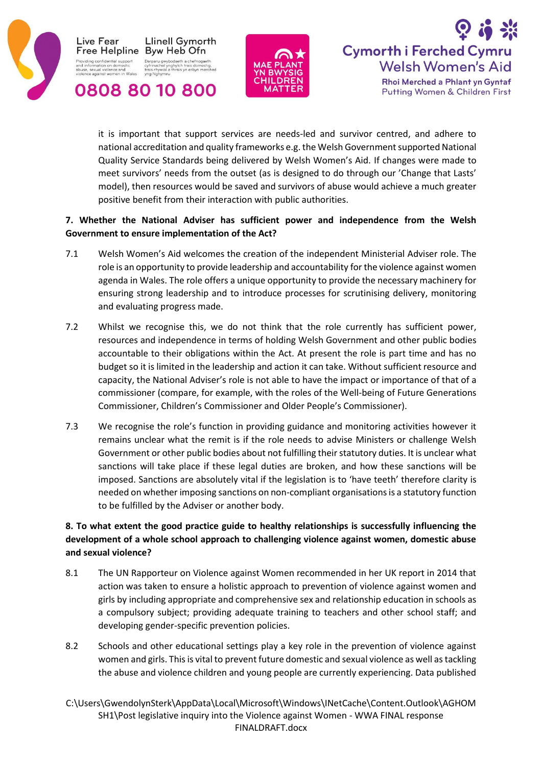it is important that support services are needs-led and survivor centred, and adhere to national accreditation and quality frameworks e.g. the Welsh Government supported National Quality Service Standards being delivered by Welsh Women's Aid. If changes were made to meet survivors' needs from the outset (as is designed to do through our 'Change that Lasts' model), then resources would be saved and survivors of abuse would achieve a much greater positive benefit from their interaction with public authorities.

**7. Whether the National Adviser has sufficient power and independence from the Welsh Government to ensure implementation of the Act?**

7.1 Welsh Women's Aid welcomes the creation of the independent Ministerial Adviser role. The role is an opportunity to provide leadership and accountability for the violence against women agenda in Wales. The role offers a unique opportunity to provide the necessary machinery for ensuring strong leadership and to introduce processes for scrutinising delivery, monitoring and evaluating progress made.

7.2 Whilst we recognise this, we do not think that the role currently has sufficient power, resources and independence in terms of holding Welsh Government and other public bodies accountable to their obligations within the Act. At present the role is part time and has no budget so it is limited in the leadership and action it can take. Without sufficient resource and capacity, the National Adviser's role is not able to have the impact or importance of that of a commissioner (compare, for example, with the roles of the Well-being of Future Generations Commissioner, Children's Commissioner and Older People's Commissioner).

7.3 We recognise the role's function in providing guidance and monitoring activities however it remains unclear what the remit is if the role needs to advise Ministers or challenge Welsh Government or other public bodies about not fulfilling their statutory duties. It is unclear what sanctions will take place if these legal duties are broken, and how these sanctions will be imposed. Sanctions are absolutely vital if the legislation is to 'have teeth' therefore clarity is needed on whether imposing sanctions on non-compliant organisations is a statutory function to be fulfilled by the Adviser or another body.

**8. To what extent the good practice guide to healthy relationships is successfully influencing the development of a whole school approach to challenging violence against women, domestic abuse and sexual violence?**

8.1 The UN Rapporteur on Violence against Women recommended in her UK report in 2014 that action was taken to ensure a holistic approach to prevention of violence against women and girls by including appropriate and comprehensive sex and relationship education in schools as a compulsory subject; providing adequate training to teachers and other school staff; and developing gender-specific prevention policies.

8.2 Schools and other educational settings play a key role in the prevention of violence against women and girls. This is vital to prevent future domestic and sexual violence as well as tackling the abuse and violence children and young people are currently experiencing. Data published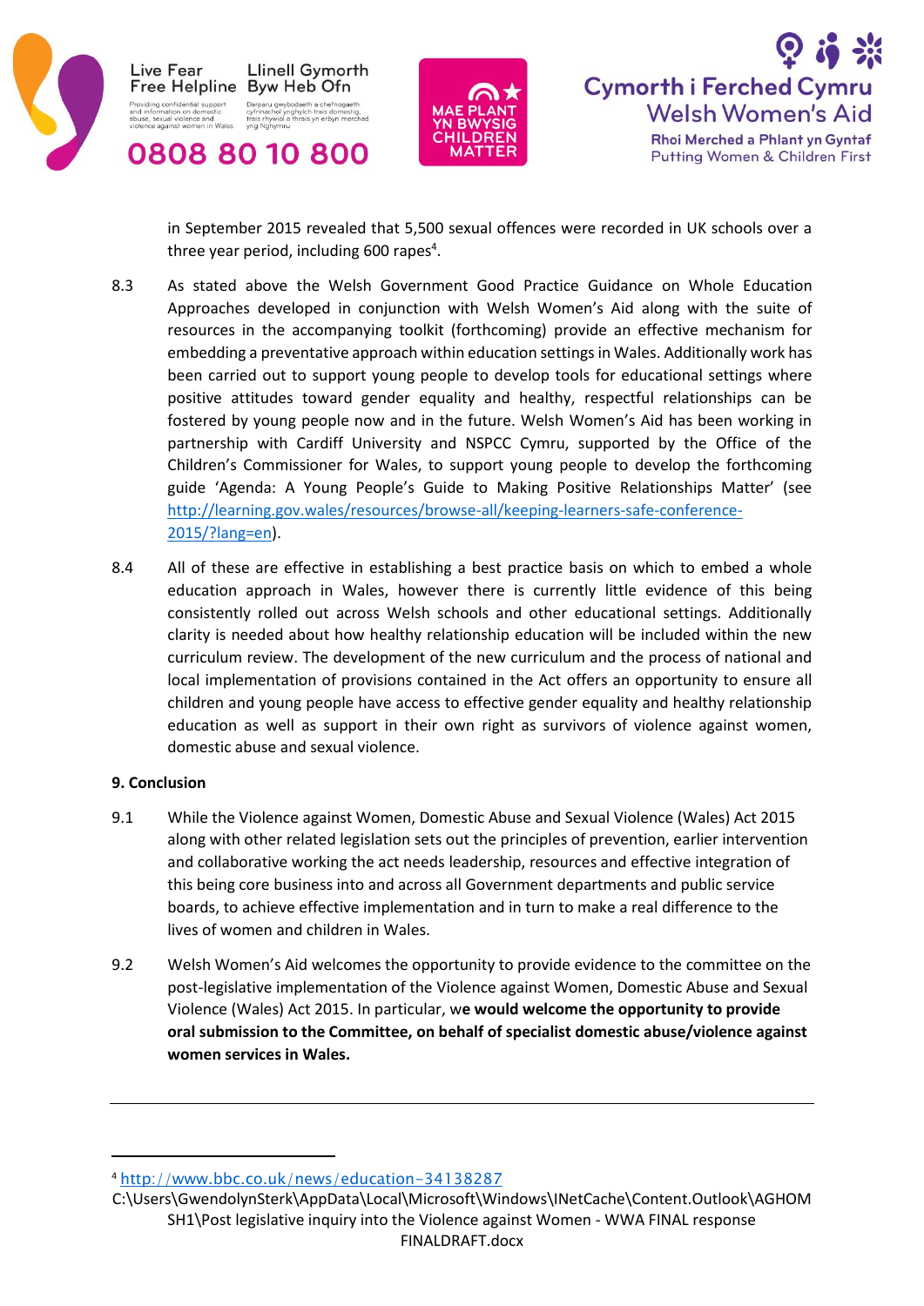in September 2015 revealed that 5,500 sexual offences were recorded in UK schools over a three year period, including 600 rapes[4].

8.3 As stated above the Welsh Government Good Practice Guidance on Whole Education Approaches developed in conjunction with Welsh Women's Aid along with the suite of resources in the accompanying toolkit (forthcoming) provide an effective mechanism for embedding a preventative approach within education settings in Wales. Additionally work has been carried out to support young people to develop tools for educational settings where positive attitudes toward gender equality and healthy, respectful relationships can be fostered by young people now and in the future. Welsh Women's Aid has been working in partnership with Cardiff University and NSPCC Cymru, supported by the Office of the Children's Commissioner for Wales, to support young people to develop the forthcoming guide 'Agenda: A Young People's Guide to Making Positive Relationships Matter' (see http://learning.gov.wales/resources/browse-all/keeping-learners-safe-conference-2015/?lang=en).

8.4 All of these are effective in establishing a best practice basis on which to embed a whole education approach in Wales, however there is currently little evidence of this being consistently rolled out across Welsh schools and other educational settings. Additionally clarity is needed about how healthy relationship education will be included within the new curriculum review. The development of the new curriculum and the process of national and local implementation of provisions contained in the Act offers an opportunity to ensure all children and young people have access to effective gender equality and healthy relationship education as well as support in their own right as survivors of violence against women, domestic abuse and sexual violence.

**9. Conclusion**

9.1 While the Violence against Women, Domestic Abuse and Sexual Violence (Wales) Act 2015 along with other related legislation sets out the principles of prevention, earlier intervention and collaborative working the act needs leadership, resources and effective integration of this being core business into and across all Government departments and public service boards, to achieve effective implementation and in turn to make a real difference to the lives of women and children in Wales.

9.2 Welsh Women's Aid welcomes the opportunity to provide evidence to the committee on the post-legislative implementation of the Violence against Women, Domestic Abuse and Sexual Violence (Wales) Act 2015. In particular, w**e would welcome the opportunity to provide oral submission to the Committee, on behalf of specialist domestic abuse/violence against women services in Wales.**

---

[4] http://www.bbc.co.uk/news/education-34138287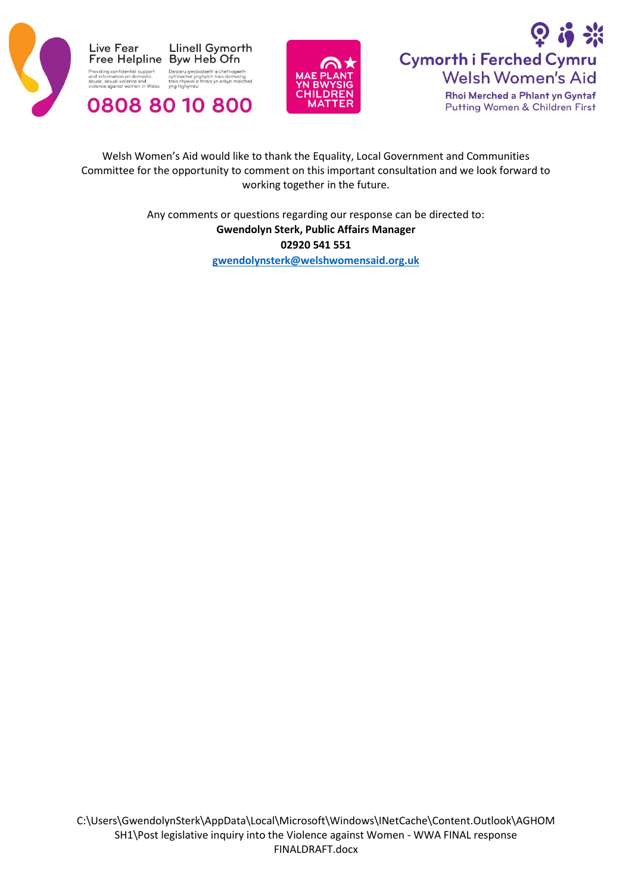Live Fear Free Helpline

Providing confidential support and information on domestic abuse, sexual violence and violence against women in Wales

Llinell Gymorth Byw Heb Ofn

Darparu gwybodaeth a chefnogaeth cyfrinachol ynghylch trais domestig, trais rhywiol a thrais yn erbyn merched yng Nghymru

0808 80 10 800

MAE PLANT YN BWYSIG CHILDREN MATTER

Cymorth i Ferched Cymru
Welsh Women's Aid

Rhoi Merched a Phlant yn Gyntaf
Putting Women & Children First

Welsh Women's Aid would like to thank the Equality, Local Government and Communities Committee for the opportunity to comment on this important consultation and we look forward to working together in the future.

Any comments or questions regarding our response can be directed to:

**Gwendolyn Sterk, Public Affairs Manager**

**02920 541 551**

**gwendolynsterk@welshwomensaid.org.uk**

C:\Users\GwendolynSterk\AppData\Local\Microsoft\Windows\INetCache\Content.Outlook\AGHOMSH1\Post legislative inquiry into the Violence against Women - WWA FINAL response FINALDRAFT.docx